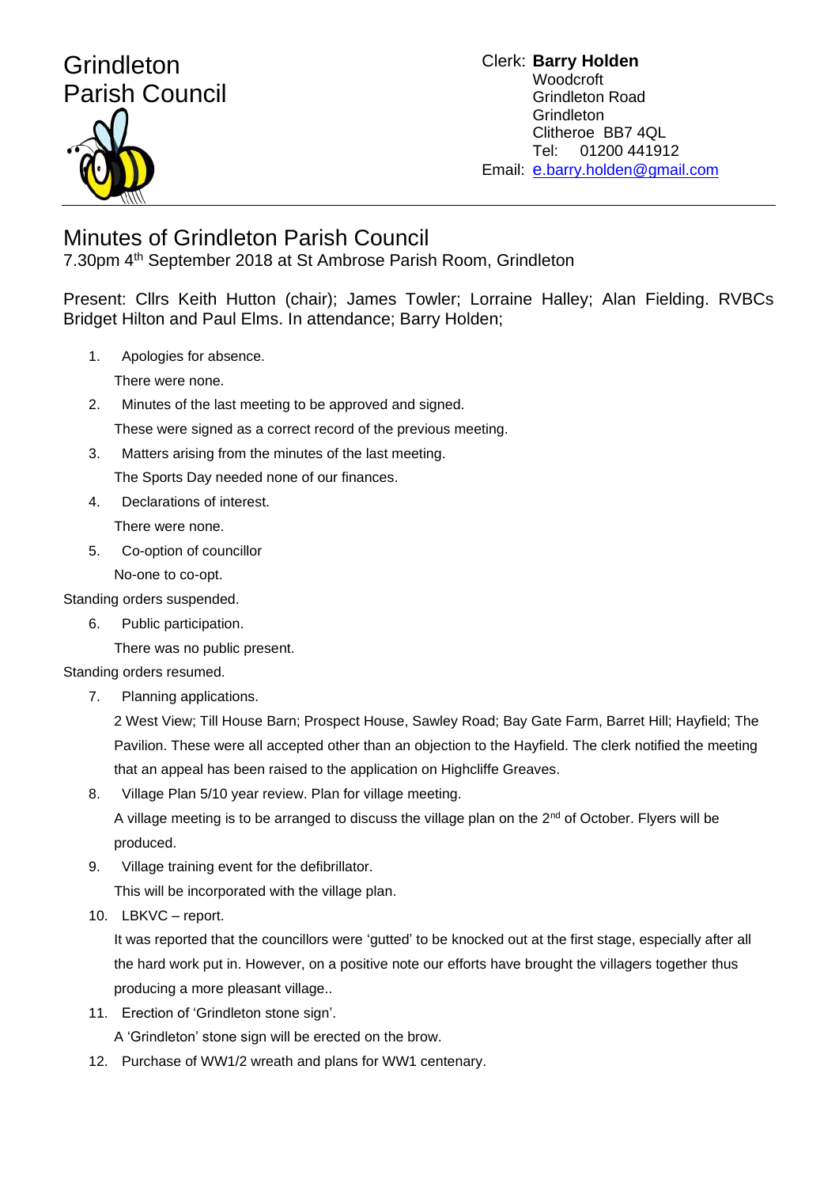Grindleton
Parish Council

Clerk: **Barry Holden**
Woodcroft
Grindleton Road
Grindleton
Clitheroe BB7 4QL
Tel: 01200 441912
Email: e.barry.holden@gmail.com

# Minutes of Grindleton Parish Council

7.30pm 4th September 2018 at St Ambrose Parish Room, Grindleton

Present: Cllrs Keith Hutton (chair); James Towler; Lorraine Halley; Alan Fielding. RVBCs Bridget Hilton and Paul Elms. In attendance; Barry Holden;

1. Apologies for absence.

   There were none.

2. Minutes of the last meeting to be approved and signed.

   These were signed as a correct record of the previous meeting.

3. Matters arising from the minutes of the last meeting.

   The Sports Day needed none of our finances.

4. Declarations of interest.

   There were none.

5. Co-option of councillor

   No-one to co-opt.

Standing orders suspended.

6. Public participation.

   There was no public present.

Standing orders resumed.

7. Planning applications.

   2 West View; Till House Barn; Prospect House, Sawley Road; Bay Gate Farm, Barret Hill; Hayfield; The Pavilion. These were all accepted other than an objection to the Hayfield. The clerk notified the meeting that an appeal has been raised to the application on Highcliffe Greaves.

8. Village Plan 5/10 year review. Plan for village meeting.

   A village meeting is to be arranged to discuss the village plan on the 2nd of October. Flyers will be produced.

9. Village training event for the defibrillator.

   This will be incorporated with the village plan.

10. LBKVC – report.

    It was reported that the councillors were 'gutted' to be knocked out at the first stage, especially after all the hard work put in. However, on a positive note our efforts have brought the villagers together thus producing a more pleasant village..

11. Erection of 'Grindleton stone sign'.

    A 'Grindleton' stone sign will be erected on the brow.

12. Purchase of WW1/2 wreath and plans for WW1 centenary.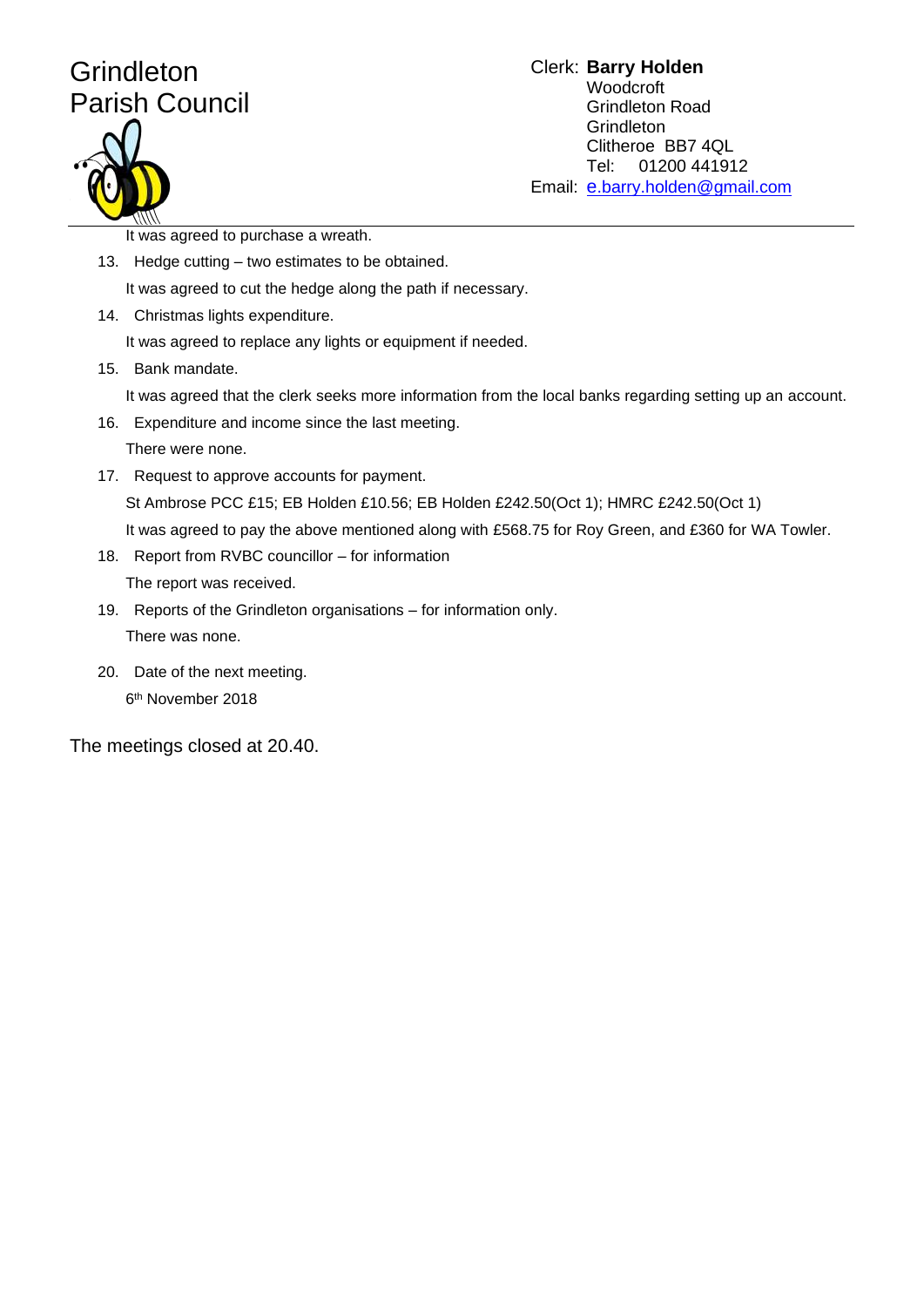Grindleton
Parish Council

Clerk: **Barry Holden**
Woodcroft
Grindleton Road
Grindleton
Clitheroe BB7 4QL
Tel: 01200 441912
Email: e.barry.holden@gmail.com

It was agreed to purchase a wreath.

13. Hedge cutting – two estimates to be obtained.

    It was agreed to cut the hedge along the path if necessary.

14. Christmas lights expenditure.

    It was agreed to replace any lights or equipment if needed.

15. Bank mandate.

    It was agreed that the clerk seeks more information from the local banks regarding setting up an account.

16. Expenditure and income since the last meeting.

    There were none.

17. Request to approve accounts for payment.

    St Ambrose PCC £15; EB Holden £10.56; EB Holden £242.50(Oct 1); HMRC £242.50(Oct 1)

    It was agreed to pay the above mentioned along with £568.75 for Roy Green, and £360 for WA Towler.

18. Report from RVBC councillor – for information

    The report was received.

19. Reports of the Grindleton organisations – for information only.

    There was none.

20. Date of the next meeting.

    6th November 2018

The meetings closed at 20.40.